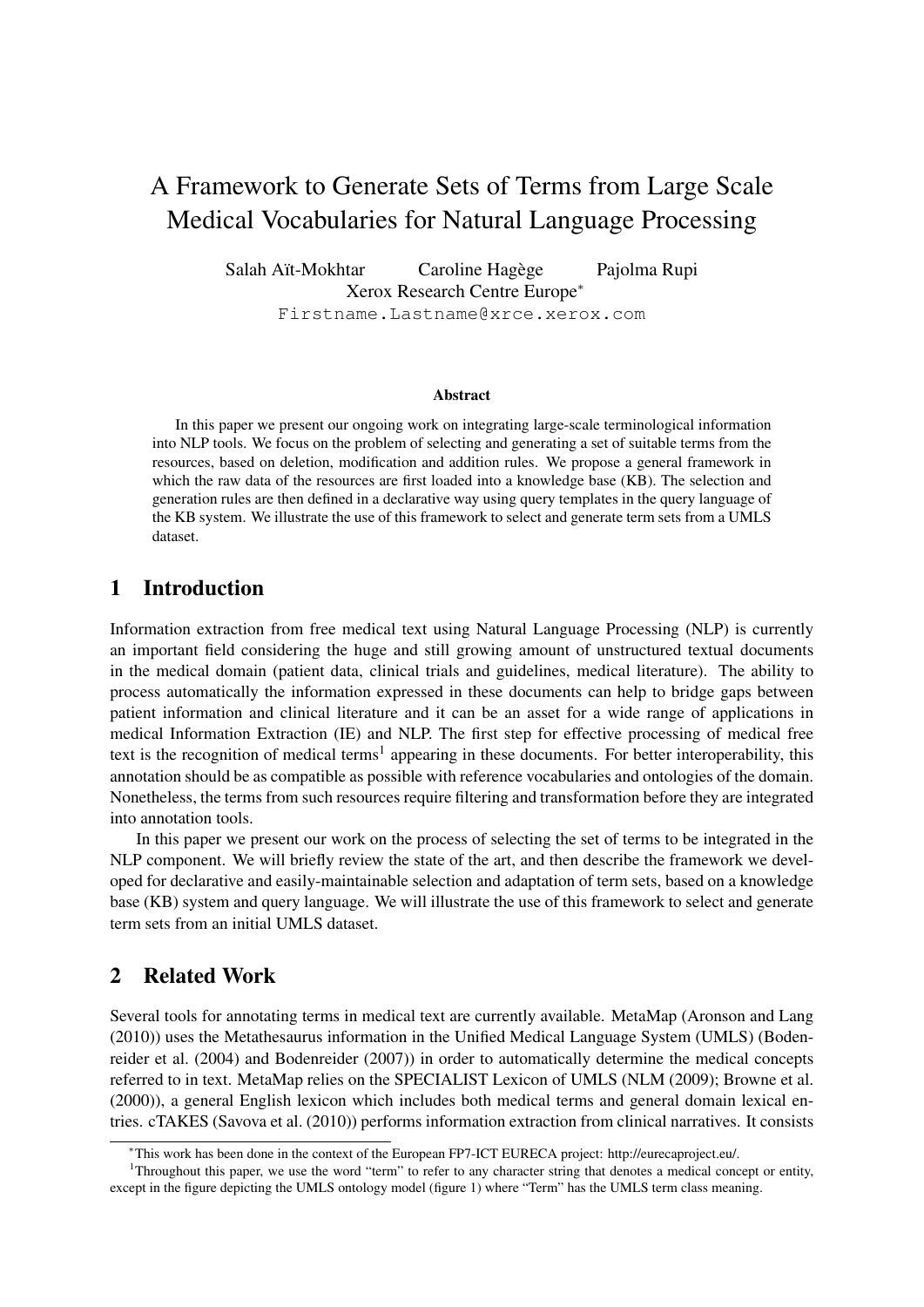# A Framework to Generate Sets of Terms from Large Scale Medical Vocabularies for Natural Language Processing

Salah Aït-Mokhtar Caroline Hagège Pajolma Rupi
Xerox Research Centre Europe*
Firstname.Lastname@xrce.xerox.com

### Abstract

In this paper we present our ongoing work on integrating large-scale terminological information into NLP tools. We focus on the problem of selecting and generating a set of suitable terms from the resources, based on deletion, modification and addition rules. We propose a general framework in which the raw data of the resources are first loaded into a knowledge base (KB). The selection and generation rules are then defined in a declarative way using query templates in the query language of the KB system. We illustrate the use of this framework to select and generate term sets from a UMLS dataset.

## 1 Introduction

Information extraction from free medical text using Natural Language Processing (NLP) is currently an important field considering the huge and still growing amount of unstructured textual documents in the medical domain (patient data, clinical trials and guidelines, medical literature). The ability to process automatically the information expressed in these documents can help to bridge gaps between patient information and clinical literature and it can be an asset for a wide range of applications in medical Information Extraction (IE) and NLP. The first step for effective processing of medical free text is the recognition of medical terms[1] appearing in these documents. For better interoperability, this annotation should be as compatible as possible with reference vocabularies and ontologies of the domain. Nonetheless, the terms from such resources require filtering and transformation before they are integrated into annotation tools.

In this paper we present our work on the process of selecting the set of terms to be integrated in the NLP component. We will briefly review the state of the art, and then describe the framework we developed for declarative and easily-maintainable selection and adaptation of term sets, based on a knowledge base (KB) system and query language. We will illustrate the use of this framework to select and generate term sets from an initial UMLS dataset.

## 2 Related Work

Several tools for annotating terms in medical text are currently available. MetaMap (Aronson and Lang (2010)) uses the Metathesaurus information in the Unified Medical Language System (UMLS) (Bodenreider et al. (2004) and Bodenreider (2007)) in order to automatically determine the medical concepts referred to in text. MetaMap relies on the SPECIALIST Lexicon of UMLS (NLM (2009); Browne et al. (2000)), a general English lexicon which includes both medical terms and general domain lexical entries. cTAKES (Savova et al. (2010)) performs information extraction from clinical narratives. It consists

*This work has been done in the context of the European FP7-ICT EURECA project: http://eurecaproject.eu/.

[1]Throughout this paper, we use the word "term" to refer to any character string that denotes a medical concept or entity, except in the figure depicting the UMLS ontology model (figure 1) where "Term" has the UMLS term class meaning.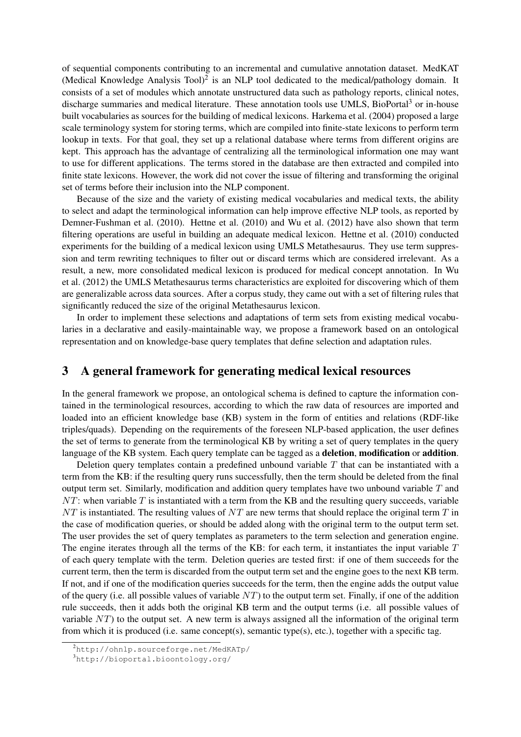of sequential components contributing to an incremental and cumulative annotation dataset. MedKAT (Medical Knowledge Analysis Tool)[2] is an NLP tool dedicated to the medical/pathology domain. It consists of a set of modules which annotate unstructured data such as pathology reports, clinical notes, discharge summaries and medical literature. These annotation tools use UMLS, BioPortal[3] or in-house built vocabularies as sources for the building of medical lexicons. Harkema et al. (2004) proposed a large scale terminology system for storing terms, which are compiled into finite-state lexicons to perform term lookup in texts. For that goal, they set up a relational database where terms from different origins are kept. This approach has the advantage of centralizing all the terminological information one may want to use for different applications. The terms stored in the database are then extracted and compiled into finite state lexicons. However, the work did not cover the issue of filtering and transforming the original set of terms before their inclusion into the NLP component.

Because of the size and the variety of existing medical vocabularies and medical texts, the ability to select and adapt the terminological information can help improve effective NLP tools, as reported by Demner-Fushman et al. (2010). Hettne et al. (2010) and Wu et al. (2012) have also shown that term filtering operations are useful in building an adequate medical lexicon. Hettne et al. (2010) conducted experiments for the building of a medical lexicon using UMLS Metathesaurus. They use term suppression and term rewriting techniques to filter out or discard terms which are considered irrelevant. As a result, a new, more consolidated medical lexicon is produced for medical concept annotation. In Wu et al. (2012) the UMLS Metathesaurus terms characteristics are exploited for discovering which of them are generalizable across data sources. After a corpus study, they came out with a set of filtering rules that significantly reduced the size of the original Metathesaurus lexicon.

In order to implement these selections and adaptations of term sets from existing medical vocabularies in a declarative and easily-maintainable way, we propose a framework based on an ontological representation and on knowledge-base query templates that define selection and adaptation rules.

## 3 A general framework for generating medical lexical resources

In the general framework we propose, an ontological schema is defined to capture the information contained in the terminological resources, according to which the raw data of resources are imported and loaded into an efficient knowledge base (KB) system in the form of entities and relations (RDF-like triples/quads). Depending on the requirements of the foreseen NLP-based application, the user defines the set of terms to generate from the terminological KB by writing a set of query templates in the query language of the KB system. Each query template can be tagged as a **deletion**, **modification** or **addition**.

Deletion query templates contain a predefined unbound variable $T$ that can be instantiated with a term from the KB: if the resulting query runs successfully, then the term should be deleted from the final output term set. Similarly, modification and addition query templates have two unbound variable $T$ and $NT$: when variable $T$ is instantiated with a term from the KB and the resulting query succeeds, variable $NT$ is instantiated. The resulting values of $NT$ are new terms that should replace the original term $T$ in the case of modification queries, or should be added along with the original term to the output term set. The user provides the set of query templates as parameters to the term selection and generation engine. The engine iterates through all the terms of the KB: for each term, it instantiates the input variable $T$ of each query template with the term. Deletion queries are tested first: if one of them succeeds for the current term, then the term is discarded from the output term set and the engine goes to the next KB term. If not, and if one of the modification queries succeeds for the term, then the engine adds the output value of the query (i.e. all possible values of variable $NT$) to the output term set. Finally, if one of the addition rule succeeds, then it adds both the original KB term and the output terms (i.e. all possible values of variable $NT$) to the output set. A new term is always assigned all the information of the original term from which it is produced (i.e. same concept(s), semantic type(s), etc.), together with a specific tag.

[2] http://ohnlp.sourceforge.net/MedKATp/

[3] http://bioportal.bioontology.org/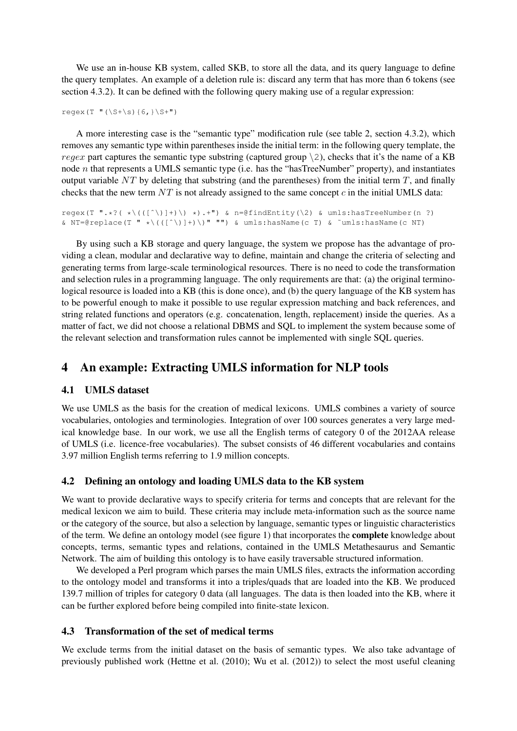We use an in-house KB system, called SKB, to store all the data, and its query language to define the query templates. An example of a deletion rule is: discard any term that has more than 6 tokens (see section 4.3.2). It can be defined with the following query making use of a regular expression:

```
regex(T "(\S+\s){6,}\S+")
```

A more interesting case is the "semantic type" modification rule (see table 2, section 4.3.2), which removes any semantic type within parentheses inside the initial term: in the following query template, the $regex$ part captures the semantic type substring (captured group $\backslash 2$), checks that it's the name of a KB node $n$ that represents a UMLS semantic type (i.e. has the "hasTreeNumber" property), and instantiates output variable $NT$ by deleting that substring (and the parentheses) from the initial term $T$, and finally checks that the new term $NT$ is not already assigned to the same concept $c$ in the initial UMLS data:

```
regex(T ".*?( *\(([^\)]+)\) *).+") & n=@findEntity(\2) & umls:hasTreeNumber(n ?)
& NT=@replace(T " *\(([^\)]+)\)" "") & umls:hasName(c T) & ~umls:hasName(c NT)
```

By using such a KB storage and query language, the system we propose has the advantage of providing a clean, modular and declarative way to define, maintain and change the criteria of selecting and generating terms from large-scale terminological resources. There is no need to code the transformation and selection rules in a programming language. The only requirements are that: (a) the original terminological resource is loaded into a KB (this is done once), and (b) the query language of the KB system has to be powerful enough to make it possible to use regular expression matching and back references, and string related functions and operators (e.g. concatenation, length, replacement) inside the queries. As a matter of fact, we did not choose a relational DBMS and SQL to implement the system because some of the relevant selection and transformation rules cannot be implemented with single SQL queries.

## 4 An example: Extracting UMLS information for NLP tools

### 4.1 UMLS dataset

We use UMLS as the basis for the creation of medical lexicons. UMLS combines a variety of source vocabularies, ontologies and terminologies. Integration of over 100 sources generates a very large medical knowledge base. In our work, we use all the English terms of category 0 of the 2012AA release of UMLS (i.e. licence-free vocabularies). The subset consists of 46 different vocabularies and contains 3.97 million English terms referring to 1.9 million concepts.

### 4.2 Defining an ontology and loading UMLS data to the KB system

We want to provide declarative ways to specify criteria for terms and concepts that are relevant for the medical lexicon we aim to build. These criteria may include meta-information such as the source name or the category of the source, but also a selection by language, semantic types or linguistic characteristics of the term. We define an ontology model (see figure 1) that incorporates the **complete** knowledge about concepts, terms, semantic types and relations, contained in the UMLS Metathesaurus and Semantic Network. The aim of building this ontology is to have easily traversable structured information.

We developed a Perl program which parses the main UMLS files, extracts the information according to the ontology model and transforms it into a triples/quads that are loaded into the KB. We produced 139.7 million of triples for category 0 data (all languages. The data is then loaded into the KB, where it can be further explored before being compiled into finite-state lexicon.

### 4.3 Transformation of the set of medical terms

We exclude terms from the initial dataset on the basis of semantic types. We also take advantage of previously published work (Hettne et al. (2010); Wu et al. (2012)) to select the most useful cleaning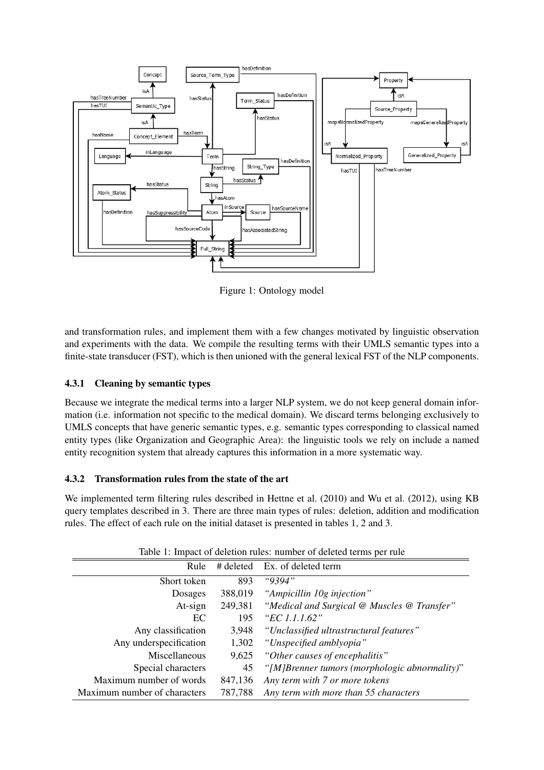Figure 1: Ontology model

and transformation rules, and implement them with a few changes motivated by linguistic observation and experiments with the data. We compile the resulting terms with their UMLS semantic types into a finite-state transducer (FST), which is then unioned with the general lexical FST of the NLP components.

#### 4.3.1 Cleaning by semantic types

Because we integrate the medical terms into a larger NLP system, we do not keep general domain information (i.e. information not specific to the medical domain). We discard terms belonging exclusively to UMLS concepts that have generic semantic types, e.g. semantic types corresponding to classical named entity types (like Organization and Geographic Area): the linguistic tools we rely on include a named entity recognition system that already captures this information in a more systematic way.

#### 4.3.2 Transformation rules from the state of the art

We implemented term filtering rules described in Hettne et al. (2010) and Wu et al. (2012), using KB query templates described in 3. There are three main types of rules: deletion, addition and modification rules. The effect of each rule on the initial dataset is presented in tables 1, 2 and 3.

Table 1: Impact of deletion rules: number of deleted terms per rule

| Rule | # deleted | Ex. of deleted term |
|---|---|---|
| Short token | 893 | *"9394"* |
| Dosages | 388,019 | *"Ampicillin 10g injection"* |
| At-sign | 249,381 | *"Medical and Surgical @ Muscles @ Transfer"* |
| EC | 195 | *"EC 1.1.1.62"* |
| Any classification | 3,948 | *"Unclassified ultrastructural features"* |
| Any underspecification | 1,302 | *"Unspecified amblyopia"* |
| Miscellaneous | 9,625 | *"Other causes of encephalitis"* |
| Special characters | 45 | *"[M]Brenner tumors (morphologic abnormality)"* |
| Maximum number of words | 847,136 | *Any term with 7 or more tokens* |
| Maximum number of characters | 787,788 | *Any term with more than 55 characters* |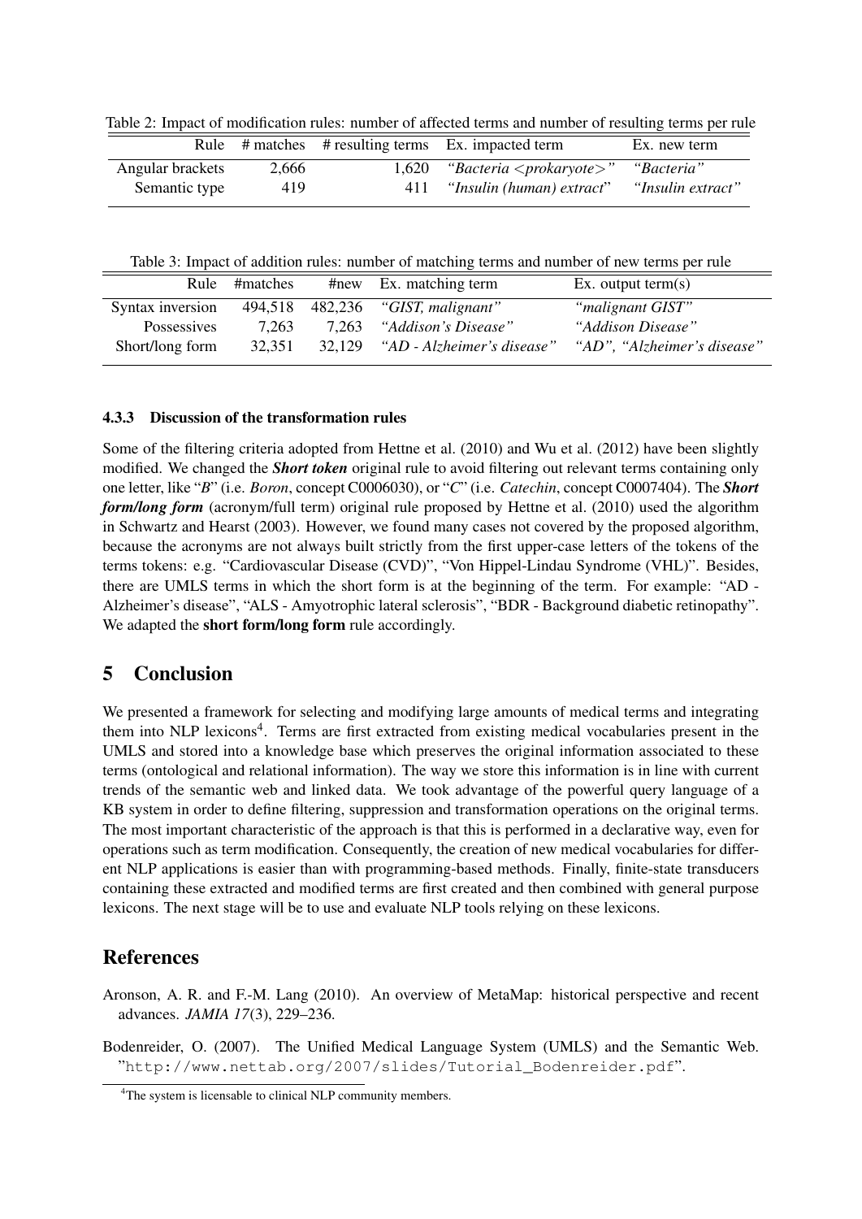Table 2: Impact of modification rules: number of affected terms and number of resulting terms per rule

| Rule | # matches | # resulting terms | Ex. impacted term | Ex. new term |
|---|---|---|---|---|
| Angular brackets | 2,666 | 1,620 | *"Bacteria <prokaryote>"* | *"Bacteria"* |
| Semantic type | 419 | 411 | *"Insulin (human) extract"* | *"Insulin extract"* |

Table 3: Impact of addition rules: number of matching terms and number of new terms per rule

| Rule | #matches | #new | Ex. matching term | Ex. output term(s) |
|---|---|---|---|---|
| Syntax inversion | 494,518 | 482,236 | *"GIST, malignant"* | *"malignant GIST"* |
| Possessives | 7,263 | 7,263 | *"Addison's Disease"* | *"Addison Disease"* |
| Short/long form | 32,351 | 32,129 | *"AD - Alzheimer's disease"* | *"AD", "Alzheimer's disease"* |

#### 4.3.3 Discussion of the transformation rules

Some of the filtering criteria adopted from Hettne et al. (2010) and Wu et al. (2012) have been slightly modified. We changed the ***Short token*** original rule to avoid filtering out relevant terms containing only one letter, like "*B*" (i.e. *Boron*, concept C0006030), or "*C*" (i.e. *Catechin*, concept C0007404). The ***Short form/long form*** (acronym/full term) original rule proposed by Hettne et al. (2010) used the algorithm in Schwartz and Hearst (2003). However, we found many cases not covered by the proposed algorithm, because the acronyms are not always built strictly from the first upper-case letters of the tokens of the terms tokens: e.g. "Cardiovascular Disease (CVD)", "Von Hippel-Lindau Syndrome (VHL)". Besides, there are UMLS terms in which the short form is at the beginning of the term. For example: "AD - Alzheimer's disease", "ALS - Amyotrophic lateral sclerosis", "BDR - Background diabetic retinopathy". We adapted the **short form/long form** rule accordingly.

## 5 Conclusion

We presented a framework for selecting and modifying large amounts of medical terms and integrating them into NLP lexicons[4]. Terms are first extracted from existing medical vocabularies present in the UMLS and stored into a knowledge base which preserves the original information associated to these terms (ontological and relational information). The way we store this information is in line with current trends of the semantic web and linked data. We took advantage of the powerful query language of a KB system in order to define filtering, suppression and transformation operations on the original terms. The most important characteristic of the approach is that this is performed in a declarative way, even for operations such as term modification. Consequently, the creation of new medical vocabularies for different NLP applications is easier than with programming-based methods. Finally, finite-state transducers containing these extracted and modified terms are first created and then combined with general purpose lexicons. The next stage will be to use and evaluate NLP tools relying on these lexicons.

## References

Aronson, A. R. and F.-M. Lang (2010). An overview of MetaMap: historical perspective and recent advances. *JAMIA 17*(3), 229–236.

Bodenreider, O. (2007). The Unified Medical Language System (UMLS) and the Semantic Web. "http://www.nettab.org/2007/slides/Tutorial_Bodenreider.pdf".

[4]The system is licensable to clinical NLP community members.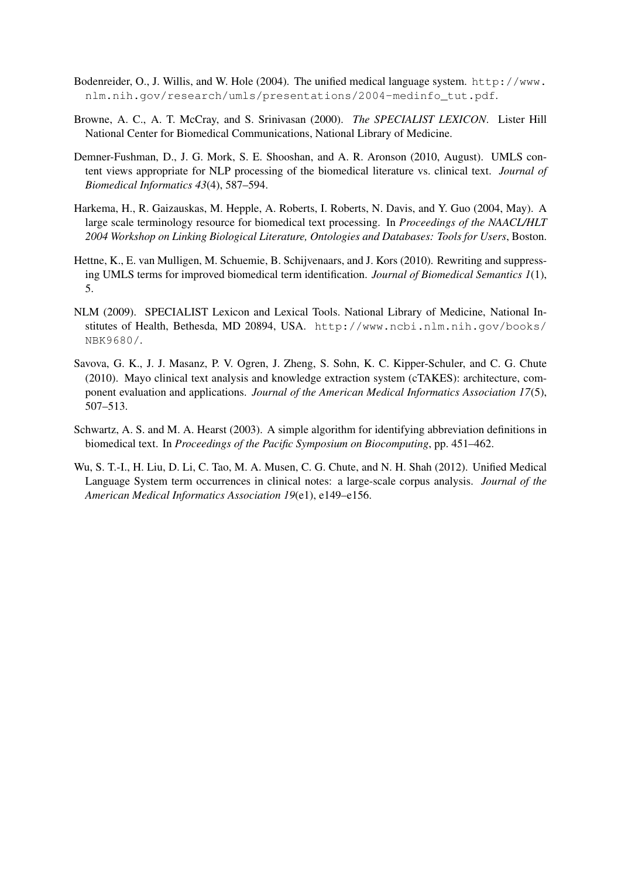Bodenreider, O., J. Willis, and W. Hole (2004). The unified medical language system. http://www.nlm.nih.gov/research/umls/presentations/2004-medinfo_tut.pdf.

Browne, A. C., A. T. McCray, and S. Srinivasan (2000). *The SPECIALIST LEXICON*. Lister Hill National Center for Biomedical Communications, National Library of Medicine.

Demner-Fushman, D., J. G. Mork, S. E. Shooshan, and A. R. Aronson (2010, August). UMLS content views appropriate for NLP processing of the biomedical literature vs. clinical text. *Journal of Biomedical Informatics 43*(4), 587–594.

Harkema, H., R. Gaizauskas, M. Hepple, A. Roberts, I. Roberts, N. Davis, and Y. Guo (2004, May). A large scale terminology resource for biomedical text processing. In *Proceedings of the NAACL/HLT 2004 Workshop on Linking Biological Literature, Ontologies and Databases: Tools for Users*, Boston.

Hettne, K., E. van Mulligen, M. Schuemie, B. Schijvenaars, and J. Kors (2010). Rewriting and suppressing UMLS terms for improved biomedical term identification. *Journal of Biomedical Semantics 1*(1), 5.

NLM (2009). SPECIALIST Lexicon and Lexical Tools. National Library of Medicine, National Institutes of Health, Bethesda, MD 20894, USA. http://www.ncbi.nlm.nih.gov/books/NBK9680/.

Savova, G. K., J. J. Masanz, P. V. Ogren, J. Zheng, S. Sohn, K. C. Kipper-Schuler, and C. G. Chute (2010). Mayo clinical text analysis and knowledge extraction system (cTAKES): architecture, component evaluation and applications. *Journal of the American Medical Informatics Association 17*(5), 507–513.

Schwartz, A. S. and M. A. Hearst (2003). A simple algorithm for identifying abbreviation definitions in biomedical text. In *Proceedings of the Pacific Symposium on Biocomputing*, pp. 451–462.

Wu, S. T.-I., H. Liu, D. Li, C. Tao, M. A. Musen, C. G. Chute, and N. H. Shah (2012). Unified Medical Language System term occurrences in clinical notes: a large-scale corpus analysis. *Journal of the American Medical Informatics Association 19*(e1), e149–e156.